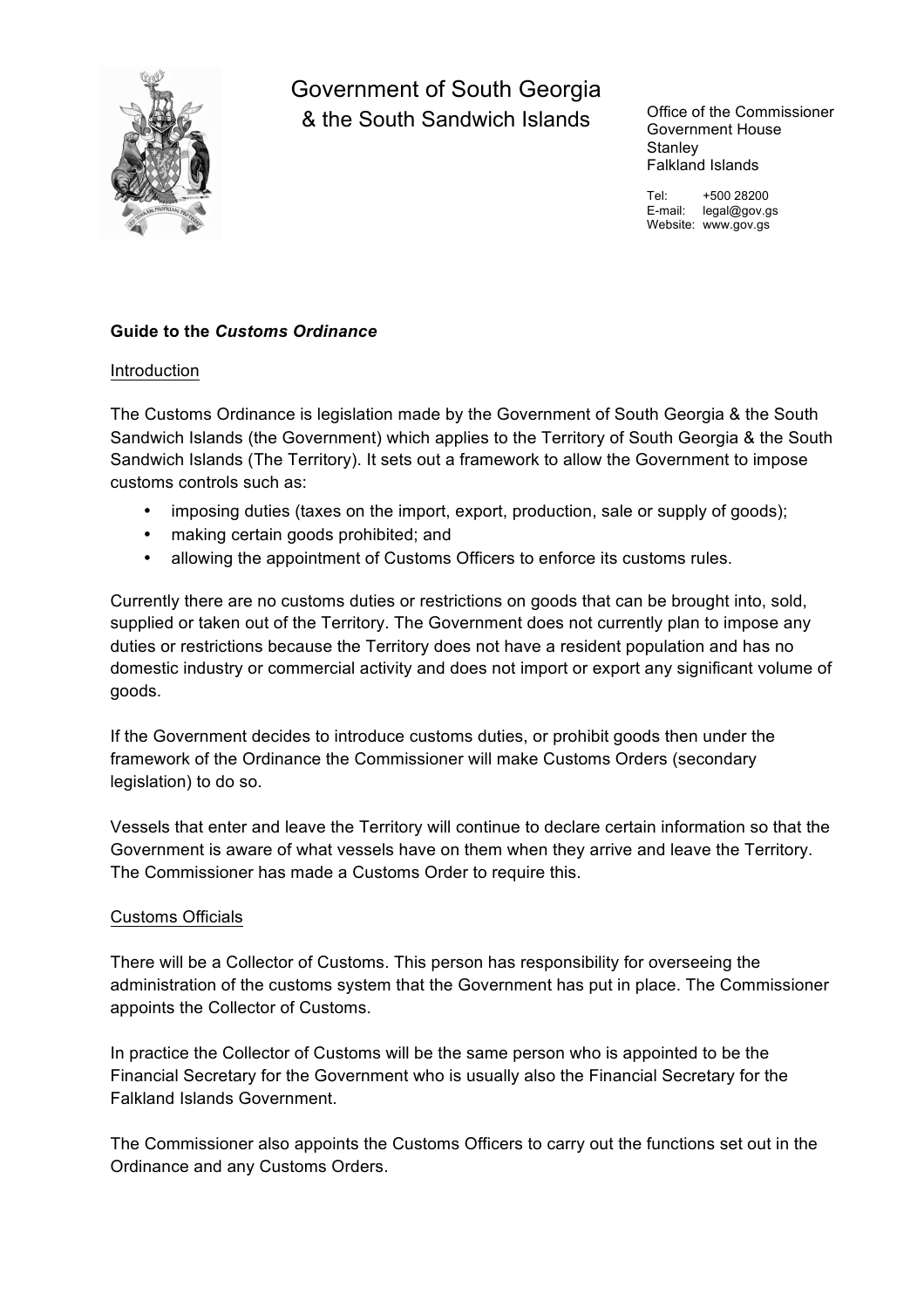# Government of South Georgia & the South Sandwich Islands

Office of the Commissioner
Government House
Stanley
Falkland Islands

Tel: +500 28200
E-mail: legal@gov.gs
Website: www.gov.gs

**Guide to the *Customs Ordinance***

## Introduction

The Customs Ordinance is legislation made by the Government of South Georgia & the South Sandwich Islands (the Government) which applies to the Territory of South Georgia & the South Sandwich Islands (The Territory). It sets out a framework to allow the Government to impose customs controls such as:

- imposing duties (taxes on the import, export, production, sale or supply of goods);
- making certain goods prohibited; and
- allowing the appointment of Customs Officers to enforce its customs rules.

Currently there are no customs duties or restrictions on goods that can be brought into, sold, supplied or taken out of the Territory. The Government does not currently plan to impose any duties or restrictions because the Territory does not have a resident population and has no domestic industry or commercial activity and does not import or export any significant volume of goods.

If the Government decides to introduce customs duties, or prohibit goods then under the framework of the Ordinance the Commissioner will make Customs Orders (secondary legislation) to do so.

Vessels that enter and leave the Territory will continue to declare certain information so that the Government is aware of what vessels have on them when they arrive and leave the Territory. The Commissioner has made a Customs Order to require this.

## Customs Officials

There will be a Collector of Customs. This person has responsibility for overseeing the administration of the customs system that the Government has put in place. The Commissioner appoints the Collector of Customs.

In practice the Collector of Customs will be the same person who is appointed to be the Financial Secretary for the Government who is usually also the Financial Secretary for the Falkland Islands Government.

The Commissioner also appoints the Customs Officers to carry out the functions set out in the Ordinance and any Customs Orders.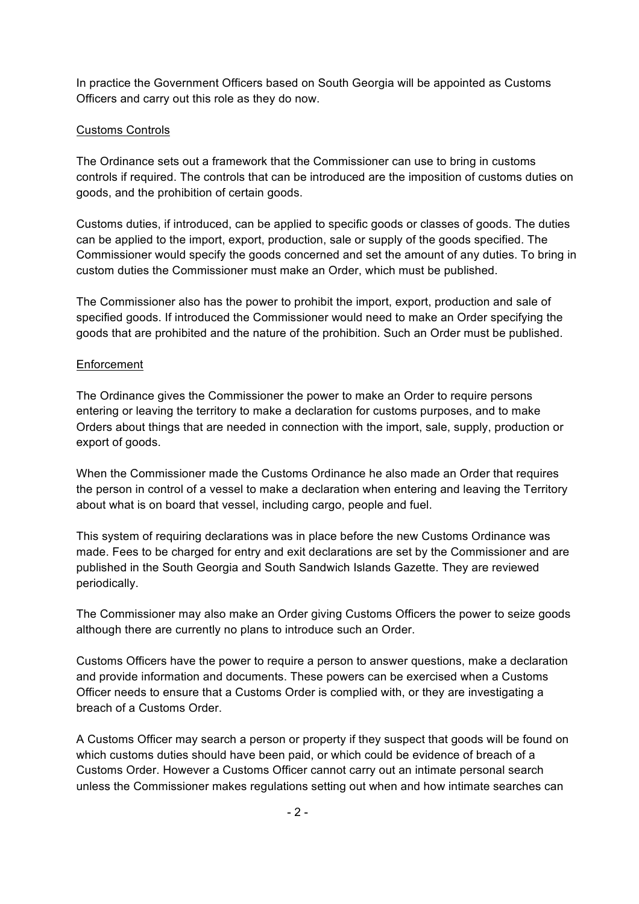In practice the Government Officers based on South Georgia will be appointed as Customs Officers and carry out this role as they do now.

<u>Customs Controls</u>

The Ordinance sets out a framework that the Commissioner can use to bring in customs controls if required. The controls that can be introduced are the imposition of customs duties on goods, and the prohibition of certain goods.

Customs duties, if introduced, can be applied to specific goods or classes of goods. The duties can be applied to the import, export, production, sale or supply of the goods specified. The Commissioner would specify the goods concerned and set the amount of any duties. To bring in custom duties the Commissioner must make an Order, which must be published.

The Commissioner also has the power to prohibit the import, export, production and sale of specified goods. If introduced the Commissioner would need to make an Order specifying the goods that are prohibited and the nature of the prohibition. Such an Order must be published.

<u>Enforcement</u>

The Ordinance gives the Commissioner the power to make an Order to require persons entering or leaving the territory to make a declaration for customs purposes, and to make Orders about things that are needed in connection with the import, sale, supply, production or export of goods.

When the Commissioner made the Customs Ordinance he also made an Order that requires the person in control of a vessel to make a declaration when entering and leaving the Territory about what is on board that vessel, including cargo, people and fuel.

This system of requiring declarations was in place before the new Customs Ordinance was made. Fees to be charged for entry and exit declarations are set by the Commissioner and are published in the South Georgia and South Sandwich Islands Gazette. They are reviewed periodically.

The Commissioner may also make an Order giving Customs Officers the power to seize goods although there are currently no plans to introduce such an Order.

Customs Officers have the power to require a person to answer questions, make a declaration and provide information and documents. These powers can be exercised when a Customs Officer needs to ensure that a Customs Order is complied with, or they are investigating a breach of a Customs Order.

A Customs Officer may search a person or property if they suspect that goods will be found on which customs duties should have been paid, or which could be evidence of breach of a Customs Order. However a Customs Officer cannot carry out an intimate personal search unless the Commissioner makes regulations setting out when and how intimate searches can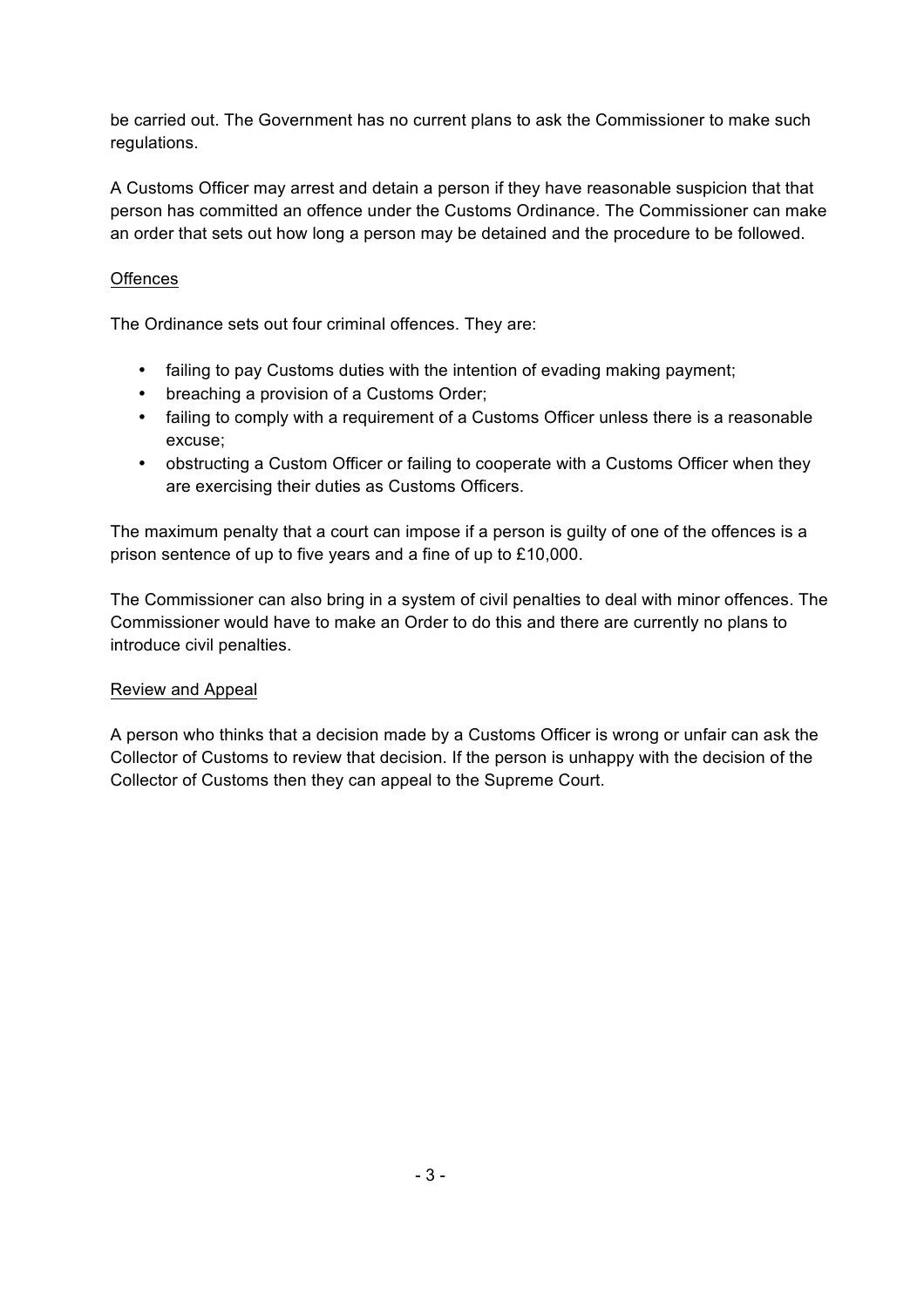be carried out. The Government has no current plans to ask the Commissioner to make such regulations.

A Customs Officer may arrest and detain a person if they have reasonable suspicion that that person has committed an offence under the Customs Ordinance. The Commissioner can make an order that sets out how long a person may be detained and the procedure to be followed.

## Offences

The Ordinance sets out four criminal offences. They are:

- failing to pay Customs duties with the intention of evading making payment;
- breaching a provision of a Customs Order;
- failing to comply with a requirement of a Customs Officer unless there is a reasonable excuse;
- obstructing a Custom Officer or failing to cooperate with a Customs Officer when they are exercising their duties as Customs Officers.

The maximum penalty that a court can impose if a person is guilty of one of the offences is a prison sentence of up to five years and a fine of up to £10,000.

The Commissioner can also bring in a system of civil penalties to deal with minor offences. The Commissioner would have to make an Order to do this and there are currently no plans to introduce civil penalties.

## Review and Appeal

A person who thinks that a decision made by a Customs Officer is wrong or unfair can ask the Collector of Customs to review that decision. If the person is unhappy with the decision of the Collector of Customs then they can appeal to the Supreme Court.